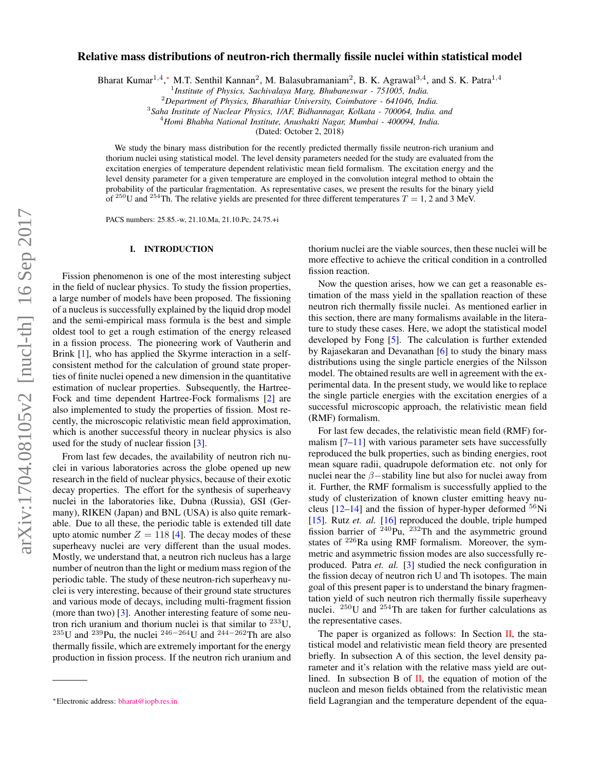# Relative mass distributions of neutron-rich thermally fissile nuclei within statistical model

Bharat Kumar[1,4,*], M.T. Senthil Kannan[2], M. Balasubramaniam[2], B. K. Agrawal[3,4], and S. K. Patra[1,4]

[1] *Institute of Physics, Sachivalaya Marg, Bhubaneswar - 751005, India.*
[2] *Department of Physics, Bharathiar University, Coimbatore - 641046, India.*
[3] *Saha Institute of Nuclear Physics, 1/AF, Bidhannagar, Kolkata - 700064, India. and*
[4] *Homi Bhabha National Institute, Anushakti Nagar, Mumbai - 400094, India.*

(Dated: October 2, 2018)

We study the binary mass distribution for the recently predicted thermally fissile neutron-rich uranium and thorium nuclei using statistical model. The level density parameters needed for the study are evaluated from the excitation energies of temperature dependent relativistic mean field formalism. The excitation energy and the level density parameter for a given temperature are employed in the convolution integral method to obtain the probability of the particular fragmentation. As representative cases, we present the results for the binary yield of $^{250}$U and $^{254}$Th. The relative yields are presented for three different temperatures $T$ = 1, 2 and 3 MeV.

PACS numbers: 25.85.-w, 21.10.Ma, 21.10.Pc, 24.75.+i

## I. INTRODUCTION

Fission phenomenon is one of the most interesting subject in the field of nuclear physics. To study the fission properties, a large number of models have been proposed. The fissioning of a nucleus is successfully explained by the liquid drop model and the semi-empirical mass formula is the best and simple oldest tool to get a rough estimation of the energy released in a fission process. The pioneering work of Vautherin and Brink [1], who has applied the Skyrme interaction in a self-consistent method for the calculation of ground state properties of finite nuclei opened a new dimension in the quantitative estimation of nuclear properties. Subsequently, the Hartree-Fock and time dependent Hartree-Fock formalisms [2] are also implemented to study the properties of fission. Most recently, the microscopic relativistic mean field approximation, which is another successful theory in nuclear physics is also used for the study of nuclear fission [3].

From last few decades, the availability of neutron rich nuclei in various laboratories across the globe opened up new research in the field of nuclear physics, because of their exotic decay properties. The effort for the synthesis of superheavy nuclei in the laboratories like, Dubna (Russia), GSI (Germany), RIKEN (Japan) and BNL (USA) is also quite remarkable. Due to all these, the periodic table is extended till date upto atomic number $Z = 118$ [4]. The decay modes of these superheavy nuclei are very different than the usual modes. Mostly, we understand that, a neutron rich nucleus has a large number of neutron than the light or medium mass region of the periodic table. The study of these neutron-rich superheavy nuclei is very interesting, because of their ground state structures and various mode of decays, including multi-fragment fission (more than two) [3]. Another interesting feature of some neutron rich uranium and thorium nuclei is that similar to $^{233}$U, $^{235}$U and $^{239}$Pu, the nuclei $^{246-264}$U and $^{244-262}$Th are also thermally fissile, which are extremely important for the energy production in fission process. If the neutron rich uranium and thorium nuclei are the viable sources, then these nuclei will be more effective to achieve the critical condition in a controlled fission reaction.

Now the question arises, how we can get a reasonable estimation of the mass yield in the spallation reaction of these neutron rich thermally fissile nuclei. As mentioned earlier in this section, there are many formalisms available in the literature to study these cases. Here, we adopt the statistical model developed by Fong [5]. The calculation is further extended by Rajasekaran and Devanathan [6] to study the binary mass distributions using the single particle energies of the Nilsson model. The obtained results are well in agreement with the experimental data. In the present study, we would like to replace the single particle energies with the excitation energies of a successful microscopic approach, the relativistic mean field (RMF) formalism.

For last few decades, the relativistic mean field (RMF) formalism [7–11] with various parameter sets have successfully reproduced the bulk properties, such as binding energies, root mean square radii, quadrupole deformation etc. not only for nuclei near the $\beta-$stability line but also for nuclei away from it. Further, the RMF formalism is successfully applied to the study of clusterization of known cluster emitting heavy nucleus [12–14] and the fission of hyper-hyper deformed $^{56}$Ni [15]. Rutz *et. al.* [16] reproduced the double, triple humped fission barrier of $^{240}$Pu, $^{232}$Th and the asymmetric ground states of $^{226}$Ra using RMF formalism. Moreover, the symmetric and asymmetric fission modes are also successfully reproduced. Patra *et. al.* [3] studied the neck configuration in the fission decay of neutron rich U and Th isotopes. The main goal of this present paper is to understand the binary fragmentation yield of such neutron rich thermally fissile superheavy nuclei. $^{250}$U and $^{254}$Th are taken for further calculations as the representative cases.

The paper is organized as follows: In Section II, the statistical model and relativistic mean field theory are presented briefly. In subsection A of this section, the level density parameter and it's relation with the relative mass yield are outlined. In subsection B of II, the equation of motion of the nucleon and meson fields obtained from the relativistic mean field Lagrangian and the temperature dependent of the equa-

---

*Electronic address: bharat@iopb.res.in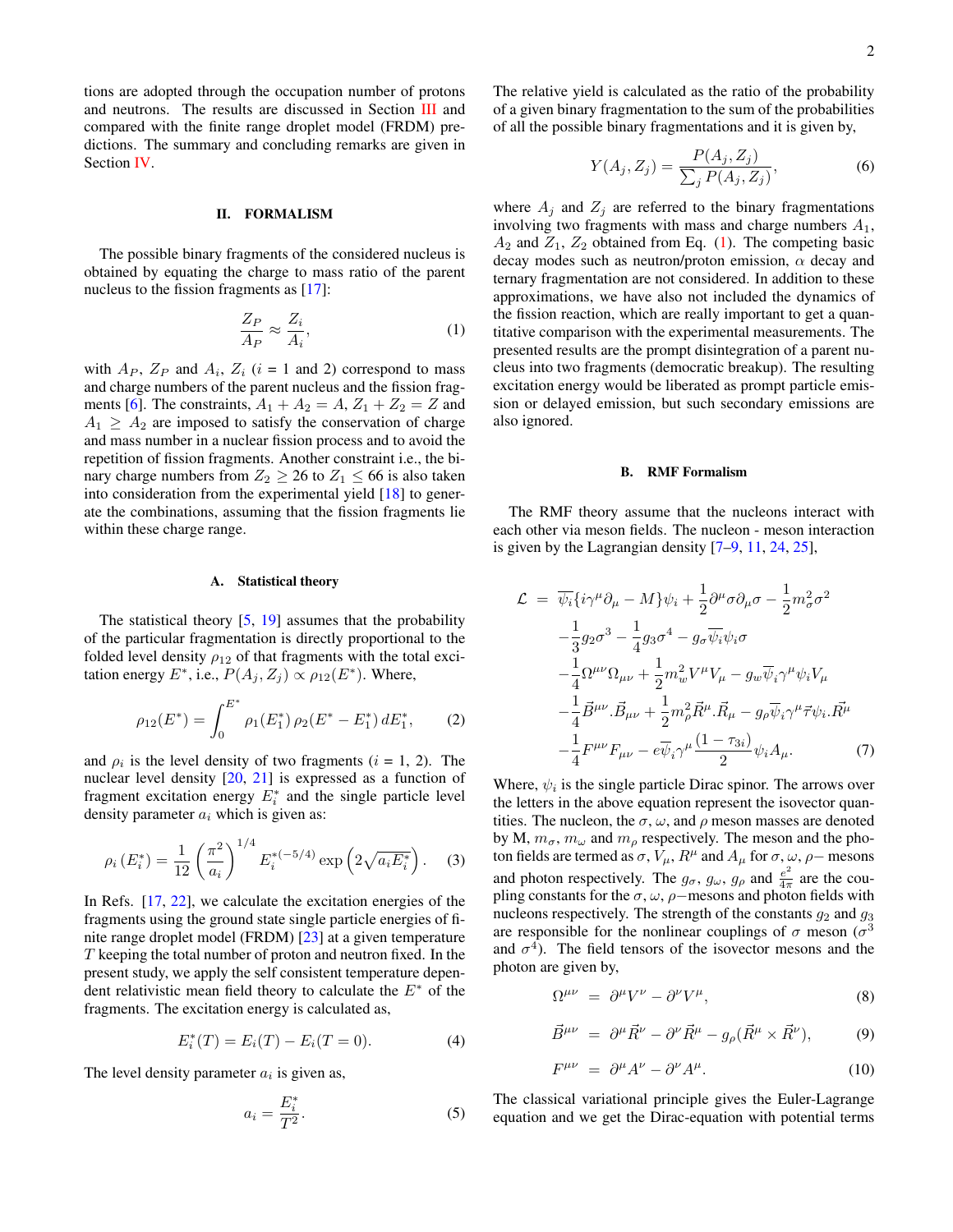tions are adopted through the occupation number of protons and neutrons. The results are discussed in Section III and compared with the finite range droplet model (FRDM) predictions. The summary and concluding remarks are given in Section IV.

## II. FORMALISM

The possible binary fragments of the considered nucleus is obtained by equating the charge to mass ratio of the parent nucleus to the fission fragments as [17]:

$$\frac{Z_P}{A_P} \approx \frac{Z_i}{A_i}, \tag{1}$$

with $A_P$, $Z_P$ and $A_i$, $Z_i$ ($i$ = 1 and 2) correspond to mass and charge numbers of the parent nucleus and the fission fragments [6]. The constraints, $A_1 + A_2 = A$, $Z_1 + Z_2 = Z$ and $A_1 \geq A_2$ are imposed to satisfy the conservation of charge and mass number in a nuclear fission process and to avoid the repetition of fission fragments. Another constraint i.e., the binary charge numbers from $Z_2 \geq 26$ to $Z_1 \leq 66$ is also taken into consideration from the experimental yield [18] to generate the combinations, assuming that the fission fragments lie within these charge range.

### A. Statistical theory

The statistical theory [5, 19] assumes that the probability of the particular fragmentation is directly proportional to the folded level density $\rho_{12}$ of that fragments with the total excitation energy $E^*$, i.e., $P(A_j, Z_j) \propto \rho_{12}(E^*)$. Where,

$$\rho_{12}(E^*) = \int_0^{E^*} \rho_1(E_1^*)\, \rho_2(E^* - E_1^*)\, dE_1^*, \tag{2}$$

and $\rho_i$ is the level density of two fragments ($i$ = 1, 2). The nuclear level density [20, 21] is expressed as a function of fragment excitation energy $E_i^*$ and the single particle level density parameter $a_i$ which is given as:

$$\rho_i\left(E_i^*\right) = \frac{1}{12}\left(\frac{\pi^2}{a_i}\right)^{1/4} E_i^{*(-5/4)} \exp\left(2\sqrt{a_i E_i^*}\right). \tag{3}$$

In Refs. [17, 22], we calculate the excitation energies of the fragments using the ground state single particle energies of finite range droplet model (FRDM) [23] at a given temperature $T$ keeping the total number of proton and neutron fixed. In the present study, we apply the self consistent temperature dependent relativistic mean field theory to calculate the $E^*$ of the fragments. The excitation energy is calculated as,

$$E_i^*(T) = E_i(T) - E_i(T = 0). \tag{4}$$

The level density parameter $a_i$ is given as,

$$a_i = \frac{E_i^*}{T^2}. \tag{5}$$

The relative yield is calculated as the ratio of the probability of a given binary fragmentation to the sum of the probabilities of all the possible binary fragmentations and it is given by,

$$Y(A_j, Z_j) = \frac{P(A_j, Z_j)}{\sum_j P(A_j, Z_j)}, \tag{6}$$

where $A_j$ and $Z_j$ are referred to the binary fragmentations involving two fragments with mass and charge numbers $A_1$, $A_2$ and $Z_1$, $Z_2$ obtained from Eq. (1). The competing basic decay modes such as neutron/proton emission, $\alpha$ decay and ternary fragmentation are not considered. In addition to these approximations, we have also not included the dynamics of the fission reaction, which are really important to get a quantitative comparison with the experimental measurements. The presented results are the prompt disintegration of a parent nucleus into two fragments (democratic breakup). The resulting excitation energy would be liberated as prompt particle emission or delayed emission, but such secondary emissions are also ignored.

### B. RMF Formalism

The RMF theory assume that the nucleons interact with each other via meson fields. The nucleon - meson interaction is given by the Lagrangian density [7–9, 11, 24, 25],

$$\begin{aligned}
\mathcal{L} &= \overline{\psi_i}\{i\gamma^\mu\partial_\mu - M\}\psi_i + \frac{1}{2}\partial^\mu\sigma\partial_\mu\sigma - \frac{1}{2}m_\sigma^2\sigma^2 \\
&\quad - \frac{1}{3}g_2\sigma^3 - \frac{1}{4}g_3\sigma^4 - g_\sigma\overline{\psi_i}\psi_i\sigma \\
&\quad - \frac{1}{4}\Omega^{\mu\nu}\Omega_{\mu\nu} + \frac{1}{2}m_w^2 V^\mu V_\mu - g_w\overline{\psi_i}\gamma^\mu\psi_i V_\mu \\
&\quad - \frac{1}{4}\vec{B}^{\mu\nu}.\vec{B}_{\mu\nu} + \frac{1}{2}m_\rho^2\vec{R}^\mu.\vec{R}_\mu - g_\rho\overline{\psi}_i\gamma^\mu\vec{\tau}\psi_i.\vec{R}^\mu \\
&\quad - \frac{1}{4}F^{\mu\nu}F_{\mu\nu} - e\overline{\psi}_i\gamma^\mu\frac{(1-\tau_{3i})}{2}\psi_i A_\mu.
\end{aligned} \tag{7}$$

Where, $\psi_i$ is the single particle Dirac spinor. The arrows over the letters in the above equation represent the isovector quantities. The nucleon, the $\sigma$, $\omega$, and $\rho$ meson masses are denoted by M, $m_\sigma$, $m_\omega$ and $m_\rho$ respectively. The meson and the photon fields are termed as $\sigma$, $V_\mu$, $R^\mu$ and $A_\mu$ for $\sigma$, $\omega$, $\rho-$ mesons and photon respectively. The $g_\sigma$, $g_\omega$, $g_\rho$ and $\frac{e^2}{4\pi}$ are the coupling constants for the $\sigma$, $\omega$, $\rho-$mesons and photon fields with nucleons respectively. The strength of the constants $g_2$ and $g_3$ are responsible for the nonlinear couplings of $\sigma$ meson ($\sigma^3$ and $\sigma^4$). The field tensors of the isovector mesons and the photon are given by,

$$\Omega^{\mu\nu} = \partial^\mu V^\nu - \partial^\nu V^\mu, \tag{8}$$

$$\vec{B}^{\mu\nu} = \partial^\mu\vec{R}^\nu - \partial^\nu\vec{R}^\mu - g_\rho(\vec{R}^\mu \times \vec{R}^\nu), \tag{9}$$

$$F^{\mu\nu} = \partial^\mu A^\nu - \partial^\nu A^\mu. \tag{10}$$

The classical variational principle gives the Euler-Lagrange equation and we get the Dirac-equation with potential terms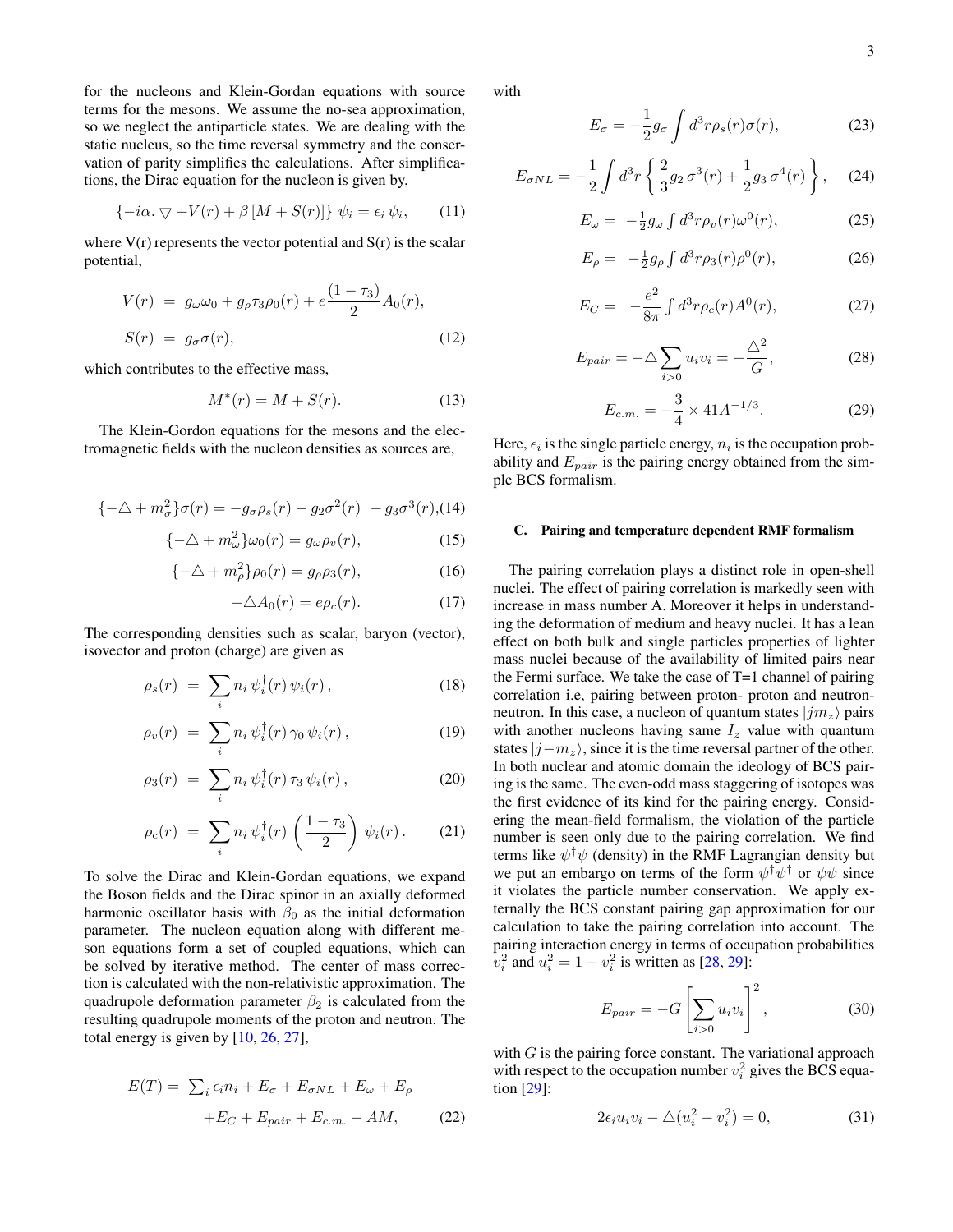for the nucleons and Klein-Gordon equations with source terms for the mesons. We assume the no-sea approximation, so we neglect the antiparticle states. We are dealing with the static nucleus, so the time reversal symmetry and the conservation of parity simplifies the calculations. After simplifications, the Dirac equation for the nucleon is given by,

$$\{-i\alpha.\bigtriangledown +V(r)+\beta\left[M+S(r)\right]\}\ \psi_i=\epsilon_i\,\psi_i, \qquad (11)$$

where V(r) represents the vector potential and S(r) is the scalar potential,

$$\begin{aligned}
V(r) &= g_\omega\omega_0+g_\rho\tau_3\rho_0(r)+e\frac{(1-\tau_3)}{2}A_0(r),\\
S(r) &= g_\sigma\sigma(r),
\end{aligned} \qquad (12)$$

which contributes to the effective mass,

$$M^*(r)=M+S(r). \qquad (13)$$

The Klein-Gordon equations for the mesons and the electromagnetic fields with the nucleon densities as sources are,

$$\{-\triangle+m_\sigma^2\}\sigma(r)=-g_\sigma\rho_s(r)-g_2\sigma^2(r)\ -g_3\sigma^3(r), \qquad (14)$$

$$\{-\triangle+m_\omega^2\}\omega_0(r)=g_\omega\rho_v(r), \qquad (15)$$

$$\{-\triangle+m_\rho^2\}\rho_0(r)=g_\rho\rho_3(r), \qquad (16)$$

$$-\triangle A_0(r)=e\rho_c(r). \qquad (17)$$

The corresponding densities such as scalar, baryon (vector), isovector and proton (charge) are given as

$$\rho_s(r) = \sum_i n_i\,\psi_i^\dagger(r)\,\psi_i(r)\,, \qquad (18)$$

$$\rho_v(r) = \sum_i n_i\,\psi_i^\dagger(r)\,\gamma_0\,\psi_i(r)\,, \qquad (19)$$

$$\rho_3(r) = \sum_i n_i\,\psi_i^\dagger(r)\,\tau_3\,\psi_i(r)\,, \qquad (20)$$

$$\rho_c(r) = \sum_i n_i\,\psi_i^\dagger(r)\left(\frac{1-\tau_3}{2}\right)\psi_i(r)\,. \qquad (21)$$

To solve the Dirac and Klein-Gordon equations, we expand the Boson fields and the Dirac spinor in an axially deformed harmonic oscillator basis with $\beta_0$ as the initial deformation parameter. The nucleon equation along with different meson equations form a set of coupled equations, which can be solved by iterative method. The center of mass correction is calculated with the non-relativistic approximation. The quadrupole deformation parameter $\beta_2$ is calculated from the resulting quadrupole moments of the proton and neutron. The total energy is given by [10, 26, 27],

$$\begin{aligned}
E(T)=&\ \textstyle\sum_i\epsilon_i n_i+E_\sigma+E_{\sigma NL}+E_\omega+E_\rho\\
&+E_C+E_{pair}+E_{c.m.}-AM,
\end{aligned} \qquad (22)$$

with

$$E_\sigma=-\frac{1}{2}g_\sigma\int d^3r\rho_s(r)\sigma(r), \qquad (23)$$

$$E_{\sigma NL}=-\frac{1}{2}\int d^3r\left\{\frac{2}{3}g_2\,\sigma^3(r)+\frac{1}{2}g_3\,\sigma^4(r)\right\}, \qquad (24)$$

$$E_\omega=\ -\tfrac{1}{2}g_\omega\textstyle\int d^3r\rho_v(r)\omega^0(r), \qquad (25)$$

$$E_\rho=\ -\tfrac{1}{2}g_\rho\textstyle\int d^3r\rho_3(r)\rho^0(r), \qquad (26)$$

$$E_C=\ -\frac{e^2}{8\pi}\textstyle\int d^3r\rho_c(r)A^0(r), \qquad (27)$$

$$E_{pair}=-\triangle\sum_{i>0}u_iv_i=-\frac{\triangle^2}{G}, \qquad (28)$$

$$E_{c.m.}=-\frac{3}{4}\times 41A^{-1/3}. \qquad (29)$$

Here, $\epsilon_i$ is the single particle energy, $n_i$ is the occupation probability and $E_{pair}$ is the pairing energy obtained from the simple BCS formalism.

### C. Pairing and temperature dependent RMF formalism

The pairing correlation plays a distinct role in open-shell nuclei. The effect of pairing correlation is markedly seen with increase in mass number A. Moreover it helps in understanding the deformation of medium and heavy nuclei. It has a lean effect on both bulk and single particles properties of lighter mass nuclei because of the availability of limited pairs near the Fermi surface. We take the case of T=1 channel of pairing correlation i.e, pairing between proton- proton and neutron-neutron. In this case, a nucleon of quantum states $|jm_z\rangle$ pairs with another nucleons having same $I_z$ value with quantum states $|j{-}m_z\rangle$, since it is the time reversal partner of the other. In both nuclear and atomic domain the ideology of BCS pairing is the same. The even-odd mass staggering of isotopes was the first evidence of its kind for the pairing energy. Considering the mean-field formalism, the violation of the particle number is seen only due to the pairing correlation. We find terms like $\psi^\dagger\psi$ (density) in the RMF Lagrangian density but we put an embargo on terms of the form $\psi^\dagger\psi^\dagger$ or $\psi\psi$ since it violates the particle number conservation. We apply externally the BCS constant pairing gap approximation for our calculation to take the pairing correlation into account. The pairing interaction energy in terms of occupation probabilities $v_i^2$ and $u_i^2=1-v_i^2$ is written as [28, 29]:

$$E_{pair}=-G\left[\sum_{i>0}u_iv_i\right]^2, \qquad (30)$$

with $G$ is the pairing force constant. The variational approach with respect to the occupation number $v_i^2$ gives the BCS equation [29]:

$$2\epsilon_iu_iv_i-\triangle(u_i^2-v_i^2)=0, \qquad (31)$$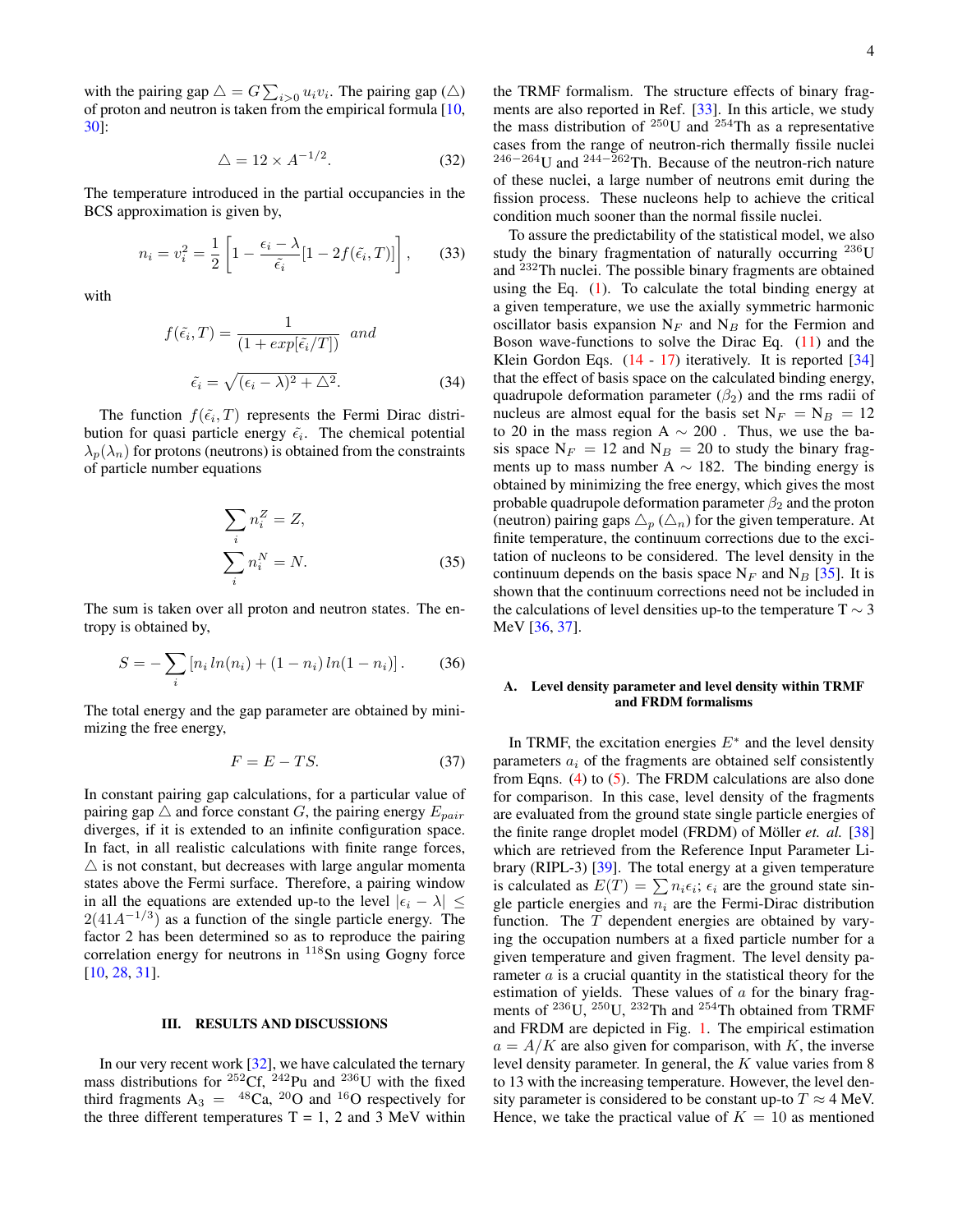with the pairing gap $\triangle = G\sum_{i>0} u_i v_i$. The pairing gap ($\triangle$) of proton and neutron is taken from the empirical formula [10, 30]:

$$\triangle = 12 \times A^{-1/2}. \tag{32}$$

The temperature introduced in the partial occupancies in the BCS approximation is given by,

$$n_i = v_i^2 = \frac{1}{2}\left[1 - \frac{\epsilon_i - \lambda}{\tilde{\epsilon_i}}[1 - 2f(\tilde{\epsilon_i}, T)]\right], \tag{33}$$

with

$$f(\tilde{\epsilon_i}, T) = \frac{1}{(1 + exp[\tilde{\epsilon_i}/T])} \quad and$$

$$\tilde{\epsilon_i} = \sqrt{(\epsilon_i - \lambda)^2 + \triangle^2}. \tag{34}$$

The function $f(\tilde{\epsilon_i}, T)$ represents the Fermi Dirac distribution for quasi particle energy $\tilde{\epsilon_i}$. The chemical potential $\lambda_p(\lambda_n)$ for protons (neutrons) is obtained from the constraints of particle number equations

$$\sum_i n_i^Z = Z,$$
$$\sum_i n_i^N = N. \tag{35}$$

The sum is taken over all proton and neutron states. The entropy is obtained by,

$$S = -\sum_i \left[n_i \, ln(n_i) + (1 - n_i)\, ln(1 - n_i)\right]. \tag{36}$$

The total energy and the gap parameter are obtained by minimizing the free energy,

$$F = E - TS. \tag{37}$$

In constant pairing gap calculations, for a particular value of pairing gap $\triangle$ and force constant $G$, the pairing energy $E_{pair}$ diverges, if it is extended to an infinite configuration space. In fact, in all realistic calculations with finite range forces, $\triangle$ is not constant, but decreases with large angular momenta states above the Fermi surface. Therefore, a pairing window in all the equations are extended up-to the level $|\epsilon_i - \lambda| \leq 2(41A^{-1/3})$ as a function of the single particle energy. The factor 2 has been determined so as to reproduce the pairing correlation energy for neutrons in $^{118}$Sn using Gogny force [10, 28, 31].

## III. RESULTS AND DISCUSSIONS

In our very recent work [32], we have calculated the ternary mass distributions for $^{252}$Cf, $^{242}$Pu and $^{236}$U with the fixed third fragments $A_3$ = $^{48}$Ca, $^{20}$O and $^{16}$O respectively for the three different temperatures T = 1, 2 and 3 MeV within the TRMF formalism. The structure effects of binary fragments are also reported in Ref. [33]. In this article, we study the mass distribution of $^{250}$U and $^{254}$Th as a representative cases from the range of neutron-rich thermally fissile nuclei $^{246-264}$U and $^{244-262}$Th. Because of the neutron-rich nature of these nuclei, a large number of neutrons emit during the fission process. These nucleons help to achieve the critical condition much sooner than the normal fissile nuclei.

To assure the predictability of the statistical model, we also study the binary fragmentation of naturally occurring $^{236}$U and $^{232}$Th nuclei. The possible binary fragments are obtained using the Eq. (1). To calculate the total binding energy at a given temperature, we use the axially symmetric harmonic oscillator basis expansion $N_F$ and $N_B$ for the Fermion and Boson wave-functions to solve the Dirac Eq. (11) and the Klein Gordon Eqs. (14 - 17) iteratively. It is reported [34] that the effect of basis space on the calculated binding energy, quadrupole deformation parameter ($\beta_2$) and the rms radii of nucleus are almost equal for the basis set $N_F = N_B = 12$ to 20 in the mass region A $\sim$ 200 . Thus, we use the basis space $N_F = 12$ and $N_B = 20$ to study the binary fragments up to mass number A $\sim$ 182. The binding energy is obtained by minimizing the free energy, which gives the most probable quadrupole deformation parameter $\beta_2$ and the proton (neutron) pairing gaps $\triangle_p$ ($\triangle_n$) for the given temperature. At finite temperature, the continuum corrections due to the excitation of nucleons to be considered. The level density in the continuum depends on the basis space $N_F$ and $N_B$ [35]. It is shown that the continuum corrections need not be included in the calculations of level densities up-to the temperature T $\sim$ 3 MeV [36, 37].

### A. Level density parameter and level density within TRMF and FRDM formalisms

In TRMF, the excitation energies $E^*$ and the level density parameters $a_i$ of the fragments are obtained self consistently from Eqns. (4) to (5). The FRDM calculations are also done for comparison. In this case, level density of the fragments are evaluated from the ground state single particle energies of the finite range droplet model (FRDM) of Möller *et. al.* [38] which are retrieved from the Reference Input Parameter Library (RIPL-3) [39]. The total energy at a given temperature is calculated as $E(T) = \sum n_i \epsilon_i$; $\epsilon_i$ are the ground state single particle energies and $n_i$ are the Fermi-Dirac distribution function. The $T$ dependent energies are obtained by varying the occupation numbers at a fixed particle number for a given temperature and given fragment. The level density parameter $a$ is a crucial quantity in the statistical theory for the estimation of yields. These values of $a$ for the binary fragments of $^{236}$U, $^{250}$U, $^{232}$Th and $^{254}$Th obtained from TRMF and FRDM are depicted in Fig. 1. The empirical estimation $a = A/K$ are also given for comparison, with $K$, the inverse level density parameter. In general, the $K$ value varies from 8 to 13 with the increasing temperature. However, the level density parameter is considered to be constant up-to $T \approx 4$ MeV. Hence, we take the practical value of $K = 10$ as mentioned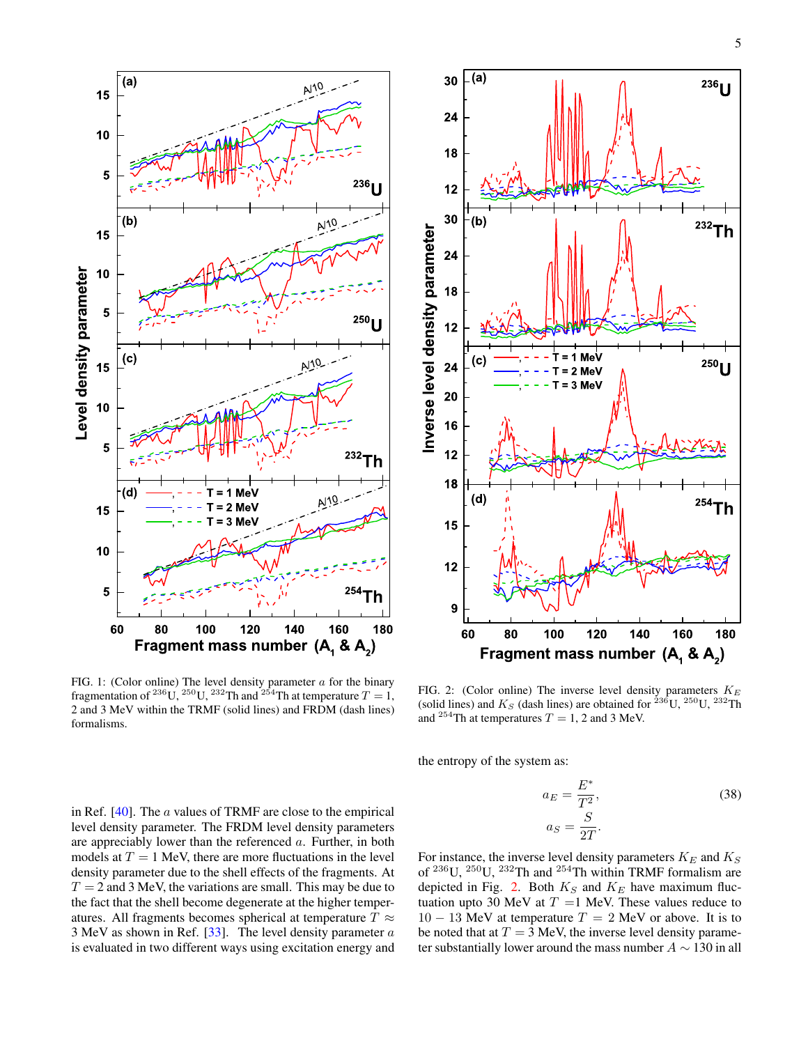(a)

A/10

$^{236}$U

(b)

A/10

$^{250}$U

(c)

A/10

$^{232}$Th

(d)

T = 1 MeV

T = 2 MeV

T = 3 MeV

A/10

$^{254}$Th

Level density parameter

Fragment mass number (A$_1$ & A$_2$)

FIG. 1: (Color online) The level density parameter $a$ for the binary fragmentation of $^{236}$U, $^{250}$U, $^{232}$Th and $^{254}$Th at temperature $T = 1$, 2 and 3 MeV within the TRMF (solid lines) and FRDM (dash lines) formalisms.

(a)

$^{236}$U

(b)

$^{232}$Th

(c)

T = 1 MeV

T = 2 MeV

T = 3 MeV

$^{250}$U

(d)

$^{254}$Th

Inverse level density parameter

Fragment mass number (A$_1$ & A$_2$)

FIG. 2: (Color online) The inverse level density parameters $K_E$ (solid lines) and $K_S$ (dash lines) are obtained for $^{236}$U, $^{250}$U, $^{232}$Th and $^{254}$Th at temperatures $T = 1$, 2 and 3 MeV.

in Ref. [40]. The $a$ values of TRMF are close to the empirical level density parameter. The FRDM level density parameters are appreciably lower than the referenced $a$. Further, in both models at $T = 1$ MeV, there are more fluctuations in the level density parameter due to the shell effects of the fragments. At $T = 2$ and 3 MeV, the variations are small. This may be due to the fact that the shell become degenerate at the higher temperatures. All fragments becomes spherical at temperature $T \approx 3$ MeV as shown in Ref. [33]. The level density parameter $a$ is evaluated in two different ways using excitation energy and the entropy of the system as:

$$a_E = \frac{E^*}{T^2},$$
$$a_S = \frac{S}{2T}. \tag{38}$$

For instance, the inverse level density parameters $K_E$ and $K_S$ of $^{236}$U, $^{250}$U, $^{232}$Th and $^{254}$Th within TRMF formalism are depicted in Fig. 2. Both $K_S$ and $K_E$ have maximum fluctuation upto 30 MeV at $T$ =1 MeV. These values reduce to $10 - 13$ MeV at temperature $T$ = 2 MeV or above. It is to be noted that at $T$ = 3 MeV, the inverse level density parameter substantially lower around the mass number $A \sim 130$ in all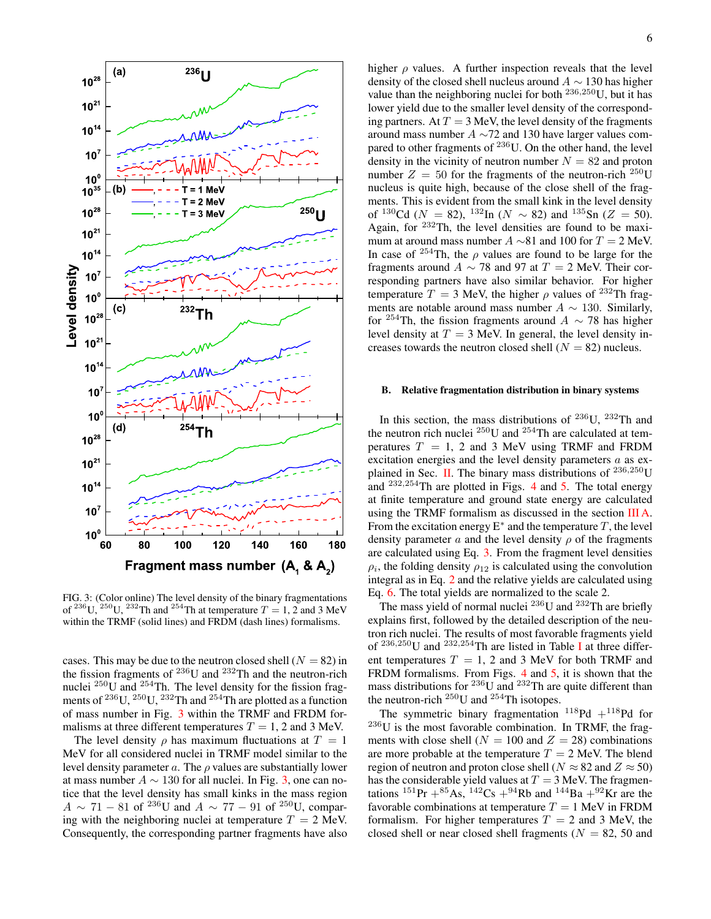FIG. 3: (Color online) The level density of the binary fragmentations of $^{236}$U, $^{250}$U, $^{232}$Th and $^{254}$Th at temperature $T = 1, 2$ and 3 MeV within the TRMF (solid lines) and FRDM (dash lines) formalisms.

cases. This may be due to the neutron closed shell ($N = 82$) in the fission fragments of $^{236}$U and $^{232}$Th and the neutron-rich nuclei $^{250}$U and $^{254}$Th. The level density for the fission fragments of $^{236}$U, $^{250}$U, $^{232}$Th and $^{254}$Th are plotted as a function of mass number in Fig. 3 within the TRMF and FRDM formalisms at three different temperatures $T = 1, 2$ and 3 MeV.

The level density $\rho$ has maximum fluctuations at $T = 1$ MeV for all considered nuclei in TRMF model similar to the level density parameter $a$. The $\rho$ values are substantially lower at mass number $A \sim 130$ for all nuclei. In Fig. 3, one can notice that the level density has small kinks in the mass region $A \sim 71-81$ of $^{236}$U and $A \sim 77-91$ of $^{250}$U, comparing with the neighboring nuclei at temperature $T = 2$ MeV. Consequently, the corresponding partner fragments have also higher $\rho$ values. A further inspection reveals that the level density of the closed shell nucleus around $A \sim 130$ has higher value than the neighboring nuclei for both $^{236,250}$U, but it has lower yield due to the smaller level density of the corresponding partners. At $T = 3$ MeV, the level density of the fragments around mass number $A \sim$72 and 130 have larger values compared to other fragments of $^{236}$U. On the other hand, the level density in the vicinity of neutron number $N = 82$ and proton number $Z = 50$ for the fragments of the neutron-rich $^{250}$U nucleus is quite high, because of the close shell of the fragments. This is evident from the small kink in the level density of $^{130}$Cd ($N = 82$), $^{132}$In ($N \sim 82$) and $^{135}$Sn ($Z = 50$). Again, for $^{232}$Th, the level densities are found to be maximum at around mass number $A \sim$81 and 100 for $T = 2$ MeV. In case of $^{254}$Th, the $\rho$ values are found to be large for the fragments around $A \sim 78$ and 97 at $T = 2$ MeV. Their corresponding partners have also similar behavior. For higher temperature $T = 3$ MeV, the higher $\rho$ values of $^{232}$Th fragments are notable around mass number $A \sim 130$. Similarly, for $^{254}$Th, the fission fragments around $A \sim 78$ has higher level density at $T = 3$ MeV. In general, the level density increases towards the neutron closed shell ($N = 82$) nucleus.

### B. Relative fragmentation distribution in binary systems

In this section, the mass distributions of $^{236}$U, $^{232}$Th and the neutron rich nuclei $^{250}$U and $^{254}$Th are calculated at temperatures $T = 1$, 2 and 3 MeV using TRMF and FRDM excitation energies and the level density parameters $a$ as explained in Sec. II. The binary mass distributions of $^{236,250}$U and $^{232,254}$Th are plotted in Figs. 4 and 5. The total energy at finite temperature and ground state energy are calculated using the TRMF formalism as discussed in the section III A. From the excitation energy E$^*$ and the temperature $T$, the level density parameter $a$ and the level density $\rho$ of the fragments are calculated using Eq. 3. From the fragment level densities $\rho_i$, the folding density $\rho_{12}$ is calculated using the convolution integral as in Eq. 2 and the relative yields are calculated using Eq. 6. The total yields are normalized to the scale 2.

The mass yield of normal nuclei $^{236}$U and $^{232}$Th are briefly explains first, followed by the detailed description of the neutron rich nuclei. The results of most favorable fragments yield of $^{236,250}$U and $^{232,254}$Th are listed in Table I at three different temperatures $T = 1$, 2 and 3 MeV for both TRMF and FRDM formalisms. From Figs. 4 and 5, it is shown that the mass distributions for $^{236}$U and $^{232}$Th are quite different than the neutron-rich $^{250}$U and $^{254}$Th isotopes.

The symmetric binary fragmentation $^{118}$Pd +$^{118}$Pd for $^{236}$U is the most favorable combination. In TRMF, the fragments with close shell ($N = 100$ and $Z = 28$) combinations are more probable at the temperature $T = 2$ MeV. The blend region of neutron and proton close shell ($N \approx 82$ and $Z \approx 50$) has the considerable yield values at $T = 3$ MeV. The fragmentations $^{151}$Pr +$^{85}$As, $^{142}$Cs +$^{94}$Rb and $^{144}$Ba +$^{92}$Kr are the favorable combinations at temperature $T = 1$ MeV in FRDM formalism. For higher temperatures $T = 2$ and 3 MeV, the closed shell or near closed shell fragments ($N = 82$, 50 and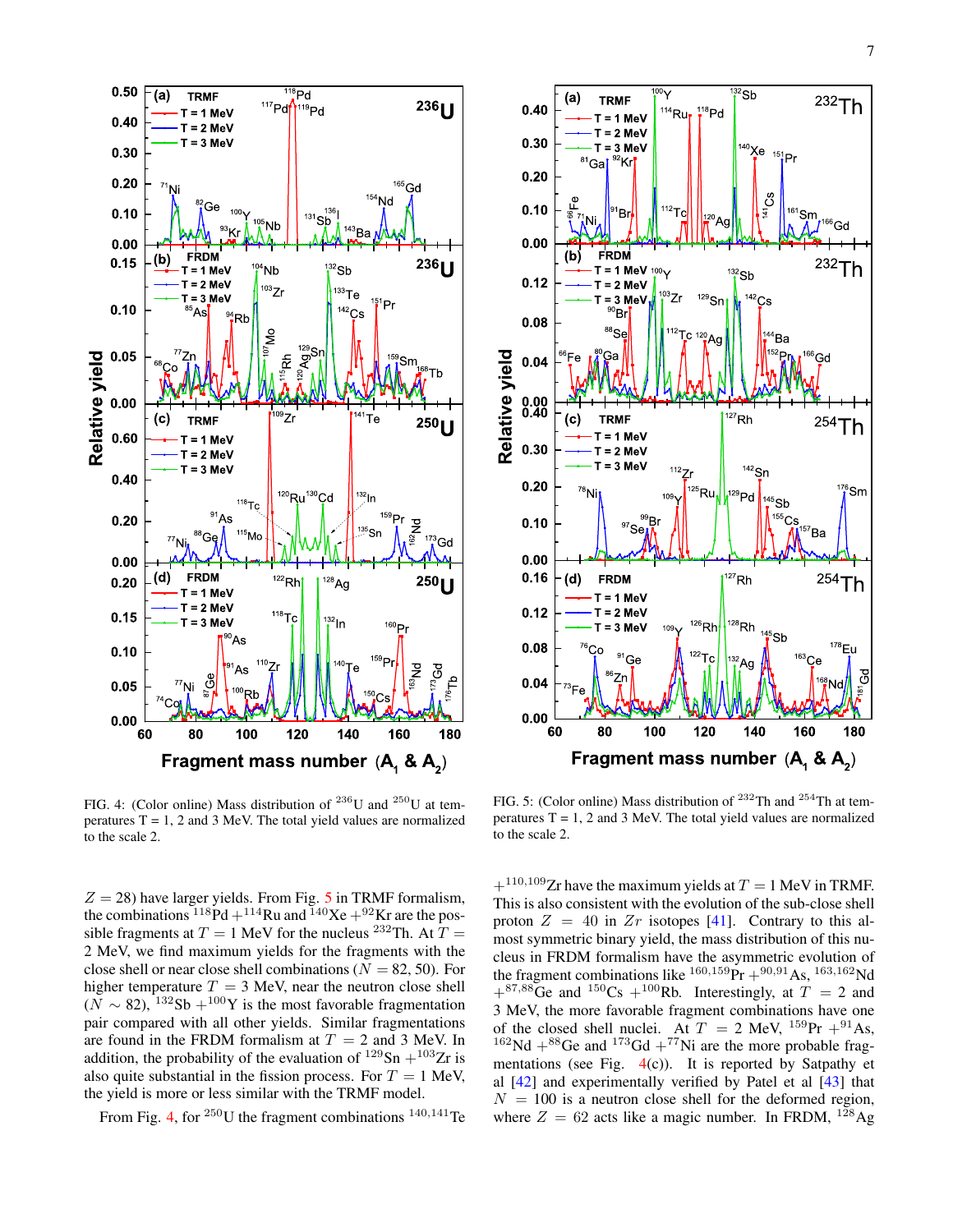FIG. 4: (Color online) Mass distribution of $^{236}$U and $^{250}$U at temperatures T = 1, 2 and 3 MeV. The total yield values are normalized to the scale 2.

FIG. 5: (Color online) Mass distribution of $^{232}$Th and $^{254}$Th at temperatures T = 1, 2 and 3 MeV. The total yield values are normalized to the scale 2.

$Z = 28$) have larger yields. From Fig. 5 in TRMF formalism, the combinations $^{118}$Pd $+^{114}$Ru and $^{140}$Xe $+^{92}$Kr are the possible fragments at $T = 1$ MeV for the nucleus $^{232}$Th. At $T = 2$ MeV, we find maximum yields for the fragments with the close shell or near close shell combinations ($N = 82, 50$). For higher temperature $T = 3$ MeV, near the neutron close shell ($N \sim 82$), $^{132}$Sb $+^{100}$Y is the most favorable fragmentation pair compared with all other yields. Similar fragmentations are found in the FRDM formalism at $T = 2$ and 3 MeV. In addition, the probability of the evaluation of $^{129}$Sn $+^{103}$Zr is also quite substantial in the fission process. For $T = 1$ MeV, the yield is more or less similar with the TRMF model.

From Fig. 4, for $^{250}$U the fragment combinations $^{140,141}$Te $+^{110,109}$Zr have the maximum yields at $T = 1$ MeV in TRMF. This is also consistent with the evolution of the sub-close shell proton $Z = 40$ in $Zr$ isotopes [41]. Contrary to this almost symmetric binary yield, the mass distribution of this nucleus in FRDM formalism have the asymmetric evolution of the fragment combinations like $^{160,159}$Pr $+^{90,91}$As, $^{163,162}$Nd $+^{87,88}$Ge and $^{150}$Cs $+^{100}$Rb. Interestingly, at $T = 2$ and 3 MeV, the more favorable fragment combinations have one of the closed shell nuclei. At $T = 2$ MeV, $^{159}$Pr $+^{91}$As, $^{162}$Nd $+^{88}$Ge and $^{173}$Gd $+^{77}$Ni are the more probable fragmentations (see Fig. 4(c)). It is reported by Satpathy et al [42] and experimentally verified by Patel et al [43] that $N = 100$ is a neutron close shell for the deformed region, where $Z = 62$ acts like a magic number. In FRDM, $^{128}$Ag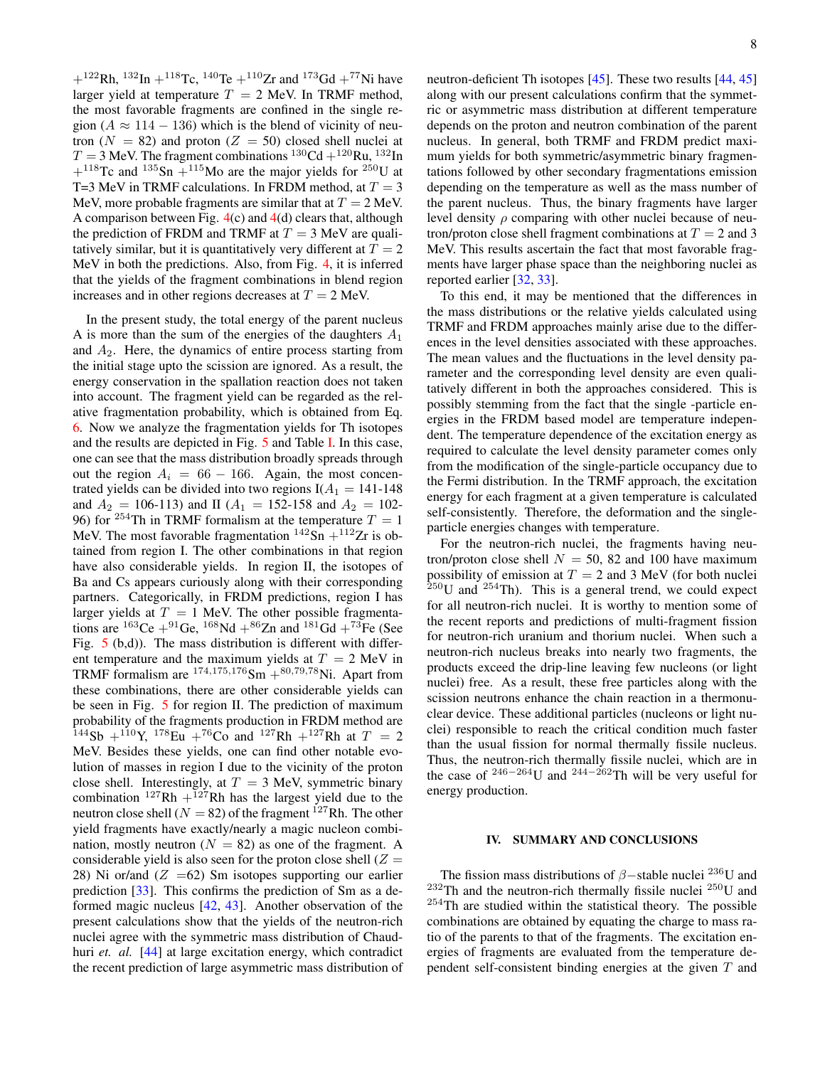$+^{122}$Rh, $^{132}$In $+^{118}$Tc, $^{140}$Te $+^{110}$Zr and $^{173}$Gd $+^{77}$Ni have larger yield at temperature $T = 2$ MeV. In TRMF method, the most favorable fragments are confined in the single region ($A \approx 114 - 136$) which is the blend of vicinity of neutron ($N = 82$) and proton ($Z = 50$) closed shell nuclei at $T = 3$ MeV. The fragment combinations $^{130}$Cd $+^{120}$Ru, $^{132}$In $+^{118}$Tc and $^{135}$Sn $+^{115}$Mo are the major yields for $^{250}$U at T=3 MeV in TRMF calculations. In FRDM method, at $T = 3$ MeV, more probable fragments are similar that at $T = 2$ MeV. A comparison between Fig. 4(c) and 4(d) clears that, although the prediction of FRDM and TRMF at $T = 3$ MeV are qualitatively similar, but it is quantitatively very different at $T = 2$ MeV in both the predictions. Also, from Fig. 4, it is inferred that the yields of the fragment combinations in blend region increases and in other regions decreases at $T = 2$ MeV.

In the present study, the total energy of the parent nucleus A is more than the sum of the energies of the daughters $A_1$ and $A_2$. Here, the dynamics of entire process starting from the initial stage upto the scission are ignored. As a result, the energy conservation in the spallation reaction does not taken into account. The fragment yield can be regarded as the relative fragmentation probability, which is obtained from Eq. 6. Now we analyze the fragmentation yields for Th isotopes and the results are depicted in Fig. 5 and Table I. In this case, one can see that the mass distribution broadly spreads through out the region $A_i = 66 - 166$. Again, the most concentrated yields can be divided into two regions I($A_1$ = 141-148 and $A_2$ = 106-113) and II ($A_1$ = 152-158 and $A_2$ = 102-96) for $^{254}$Th in TRMF formalism at the temperature $T = 1$ MeV. The most favorable fragmentation $^{142}$Sn $+^{112}$Zr is obtained from region I. The other combinations in that region have also considerable yields. In region II, the isotopes of Ba and Cs appears curiously along with their corresponding partners. Categorically, in FRDM predictions, region I has larger yields at $T = 1$ MeV. The other possible fragmentations are $^{163}$Ce $+^{91}$Ge, $^{168}$Nd $+^{86}$Zn and $^{181}$Gd $+^{73}$Fe (See Fig. 5 (b,d)). The mass distribution is different with different temperature and the maximum yields at $T = 2$ MeV in TRMF formalism are $^{174,175,176}$Sm $+^{80,79,78}$Ni. Apart from these combinations, there are other considerable yields can be seen in Fig. 5 for region II. The prediction of maximum probability of the fragments production in FRDM method are $^{144}$Sb $+^{110}$Y, $^{178}$Eu $+^{76}$Co and $^{127}$Rh $+^{127}$Rh at $T = 2$ MeV. Besides these yields, one can find other notable evolution of masses in region I due to the vicinity of the proton close shell. Interestingly, at $T = 3$ MeV, symmetric binary combination $^{127}$Rh $+^{127}$Rh has the largest yield due to the neutron close shell ($N = 82$) of the fragment $^{127}$Rh. The other yield fragments have exactly/nearly a magic nucleon combination, mostly neutron ($N = 82$) as one of the fragment. A considerable yield is also seen for the proton close shell ($Z = 28$) Ni or/and ($Z = 62$) Sm isotopes supporting our earlier prediction [33]. This confirms the prediction of Sm as a deformed magic nucleus [42, 43]. Another observation of the present calculations show that the yields of the neutron-rich nuclei agree with the symmetric mass distribution of Chaudhuri *et. al.* [44] at large excitation energy, which contradict the recent prediction of large asymmetric mass distribution of neutron-deficient Th isotopes [45]. These two results [44, 45] along with our present calculations confirm that the symmetric or asymmetric mass distribution at different temperature depends on the proton and neutron combination of the parent nucleus. In general, both TRMF and FRDM predict maximum yields for both symmetric/asymmetric binary fragmentations followed by other secondary fragmentations emission depending on the temperature as well as the mass number of the parent nucleus. Thus, the binary fragments have larger level density $\rho$ comparing with other nuclei because of neutron/proton close shell fragment combinations at $T = 2$ and 3 MeV. This results ascertain the fact that most favorable fragments have larger phase space than the neighboring nuclei as reported earlier [32, 33].

To this end, it may be mentioned that the differences in the mass distributions or the relative yields calculated using TRMF and FRDM approaches mainly arise due to the differences in the level densities associated with these approaches. The mean values and the fluctuations in the level density parameter and the corresponding level density are even qualitatively different in both the approaches considered. This is possibly stemming from the fact that the single -particle energies in the FRDM based model are temperature independent. The temperature dependence of the excitation energy as required to calculate the level density parameter comes only from the modification of the single-particle occupancy due to the Fermi distribution. In the TRMF approach, the excitation energy for each fragment at a given temperature is calculated self-consistently. Therefore, the deformation and the single-particle energies changes with temperature.

For the neutron-rich nuclei, the fragments having neutron/proton close shell $N = 50$, 82 and 100 have maximum possibility of emission at $T = 2$ and 3 MeV (for both nuclei $^{250}$U and $^{254}$Th). This is a general trend, we could expect for all neutron-rich nuclei. It is worthy to mention some of the recent reports and predictions of multi-fragment fission for neutron-rich uranium and thorium nuclei. When such a neutron-rich nucleus breaks into nearly two fragments, the products exceed the drip-line leaving few nucleons (or light nuclei) free. As a result, these free particles along with the scission neutrons enhance the chain reaction in a thermonuclear device. These additional particles (nucleons or light nuclei) responsible to reach the critical condition much faster than the usual fission for normal thermally fissile nucleus. Thus, the neutron-rich thermally fissile nuclei, which are in the case of $^{246-264}$U and $^{244-262}$Th will be very useful for energy production.

## IV. SUMMARY AND CONCLUSIONS

The fission mass distributions of $\beta-$stable nuclei $^{236}$U and $^{232}$Th and the neutron-rich thermally fissile nuclei $^{250}$U and $^{254}$Th are studied within the statistical theory. The possible combinations are obtained by equating the charge to mass ratio of the parents to that of the fragments. The excitation energies of fragments are evaluated from the temperature dependent self-consistent binding energies at the given $T$ and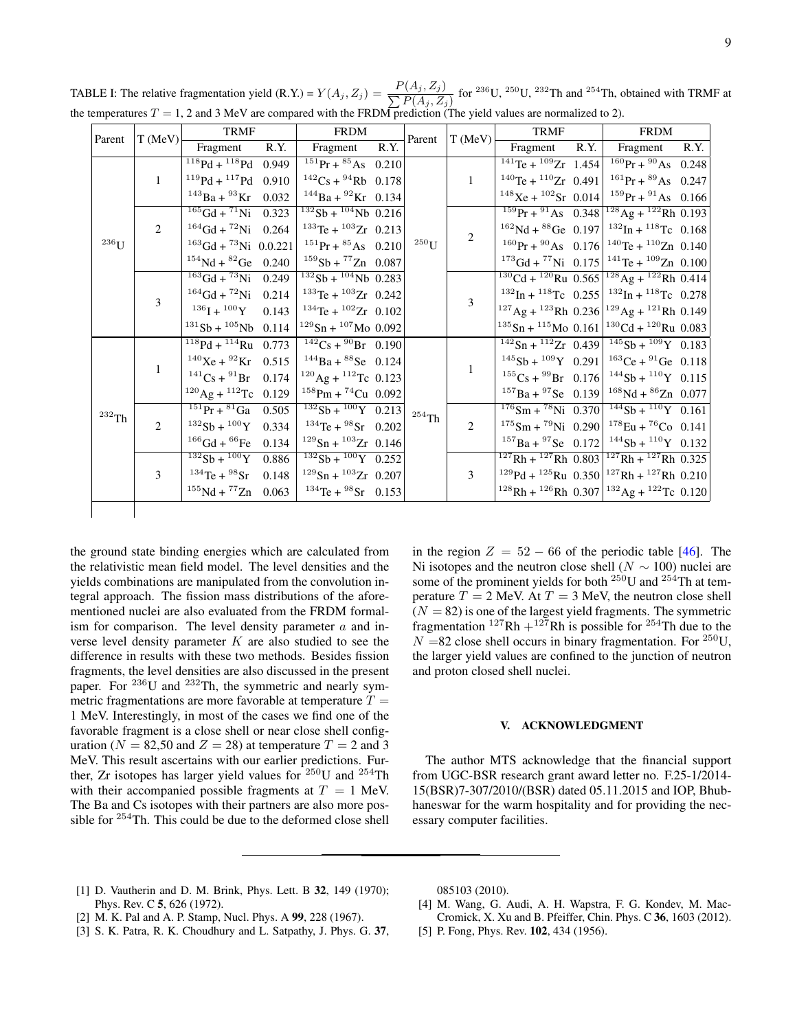TABLE I: The relative fragmentation yield (R.Y.) = $Y(A_j, Z_j) = \frac{P(A_j, Z_j)}{\sum P(A_j, Z_j)}$ for $^{236}$U, $^{250}$U, $^{232}$Th and $^{254}$Th, obtained with TRMF at the temperatures $T = 1$, 2 and 3 MeV are compared with the FRDM prediction (The yield values are normalized to 2).

| Parent | T (MeV) | TRMF | | FRDM | | Parent | T (MeV) | TRMF | | FRDM | |
|---|---|---|---|---|---|---|---|---|---|---|---|
| | | Fragment | R.Y. | Fragment | R.Y. | | | Fragment | R.Y. | Fragment | R.Y. |
| $^{236}$U | 1 | $^{118}$Pd + $^{118}$Pd | 0.949 | $^{151}$Pr + $^{85}$As | 0.210 | $^{250}$U | 1 | $^{141}$Te + $^{109}$Zr | 1.454 | $^{160}$Pr + $^{90}$As | 0.248 |
| | | $^{119}$Pd + $^{117}$Pd | 0.910 | $^{142}$Cs + $^{94}$Rb | 0.178 | | | $^{140}$Te + $^{110}$Zr | 0.491 | $^{161}$Pr + $^{89}$As | 0.247 |
| | | $^{143}$Ba + $^{93}$Kr | 0.032 | $^{144}$Ba + $^{92}$Kr | 0.134 | | | $^{148}$Xe + $^{102}$Sr | 0.014 | $^{159}$Pr + $^{91}$As | 0.166 |
| | 2 | $^{165}$Gd + $^{71}$Ni | 0.323 | $^{132}$Sb + $^{104}$Nb | 0.216 | | 2 | $^{159}$Pr + $^{91}$As | 0.348 | $^{128}$Ag + $^{122}$Rh | 0.193 |
| | | $^{164}$Gd + $^{72}$Ni | 0.264 | $^{133}$Te + $^{103}$Zr | 0.213 | | | $^{162}$Nd + $^{88}$Ge | 0.197 | $^{132}$In + $^{118}$Tc | 0.168 |
| | | $^{163}$Gd + $^{73}$Ni | 0.0.221 | $^{151}$Pr + $^{85}$As | 0.210 | | | $^{160}$Pr + $^{90}$As | 0.176 | $^{140}$Te + $^{110}$Zn | 0.140 |
| | | $^{154}$Nd + $^{82}$Ge | 0.240 | $^{159}$Sb + $^{77}$Zn | 0.087 | | | $^{173}$Gd + $^{77}$Ni | 0.175 | $^{141}$Te + $^{109}$Zn | 0.100 |
| | 3 | $^{163}$Gd + $^{73}$Ni | 0.249 | $^{132}$Sb + $^{104}$Nb | 0.283 | | 3 | $^{130}$Cd + $^{120}$Ru | 0.565 | $^{128}$Ag + $^{122}$Rh | 0.414 |
| | | $^{164}$Gd + $^{72}$Ni | 0.214 | $^{133}$Te + $^{103}$Zr | 0.242 | | | $^{132}$In + $^{118}$Tc | 0.255 | $^{132}$In + $^{118}$Tc | 0.278 |
| | | $^{136}$I + $^{100}$Y | 0.143 | $^{134}$Te + $^{102}$Zr | 0.102 | | | $^{127}$Ag + $^{123}$Rh | 0.236 | $^{129}$Ag + $^{121}$Rh | 0.149 |
| | | $^{131}$Sb + $^{105}$Nb | 0.114 | $^{129}$Sn + $^{107}$Mo | 0.092 | | | $^{135}$Sn + $^{115}$Mo | 0.161 | $^{130}$Cd + $^{120}$Ru | 0.083 |
| $^{232}$Th | 1 | $^{118}$Pd + $^{114}$Ru | 0.773 | $^{142}$Cs + $^{90}$Br | 0.190 | $^{254}$Th | 1 | $^{142}$Sn + $^{112}$Zr | 0.439 | $^{145}$Sb + $^{109}$Y | 0.183 |
| | | $^{140}$Xe + $^{92}$Kr | 0.515 | $^{144}$Ba + $^{88}$Se | 0.124 | | | $^{145}$Sb + $^{109}$Y | 0.291 | $^{163}$Ce + $^{91}$Ge | 0.118 |
| | | $^{141}$Cs + $^{91}$Br | 0.174 | $^{120}$Ag + $^{112}$Tc | 0.123 | | | $^{155}$Cs + $^{99}$Br | 0.176 | $^{144}$Sb + $^{110}$Y | 0.115 |
| | | $^{120}$Ag + $^{112}$Tc | 0.129 | $^{158}$Pm + $^{74}$Cu | 0.092 | | | $^{157}$Ba + $^{97}$Se | 0.139 | $^{168}$Nd + $^{86}$Zn | 0.077 |
| | 2 | $^{151}$Pr + $^{81}$Ga | 0.505 | $^{132}$Sb + $^{100}$Y | 0.213 | | 2 | $^{176}$Sm + $^{78}$Ni | 0.370 | $^{144}$Sb + $^{110}$Y | 0.161 |
| | | $^{132}$Sb + $^{100}$Y | 0.334 | $^{134}$Te + $^{98}$Sr | 0.202 | | | $^{175}$Sm + $^{79}$Ni | 0.290 | $^{178}$Eu + $^{76}$Co | 0.141 |
| | | $^{166}$Gd + $^{66}$Fe | 0.134 | $^{129}$Sn + $^{103}$Zr | 0.146 | | | $^{157}$Ba + $^{97}$Se | 0.172 | $^{144}$Sb + $^{110}$Y | 0.132 |
| | 3 | $^{132}$Sb + $^{100}$Y | 0.886 | $^{132}$Sb + $^{100}$Y | 0.252 | | 3 | $^{127}$Rh + $^{127}$Rh | 0.803 | $^{127}$Rh + $^{127}$Rh | 0.325 |
| | | $^{134}$Te + $^{98}$Sr | 0.148 | $^{129}$Sn + $^{103}$Zr | 0.207 | | | $^{129}$Pd + $^{125}$Ru | 0.350 | $^{127}$Rh + $^{127}$Rh | 0.210 |
| | | $^{155}$Nd + $^{77}$Zn | 0.063 | $^{134}$Te + $^{98}$Sr | 0.153 | | | $^{128}$Rh + $^{126}$Rh | 0.307 | $^{132}$Ag + $^{122}$Tc | 0.120 |

the ground state binding energies which are calculated from the relativistic mean field model. The level densities and the yields combinations are manipulated from the convolution integral approach. The fission mass distributions of the aforementioned nuclei are also evaluated from the FRDM formalism for comparison. The level density parameter $a$ and inverse level density parameter $K$ are also studied to see the difference in results with these two methods. Besides fission fragments, the level densities are also discussed in the present paper. For $^{236}$U and $^{232}$Th, the symmetric and nearly symmetric fragmentations are more favorable at temperature $T = 1$ MeV. Interestingly, in most of the cases we find one of the favorable fragment is a close shell or near close shell configuration ($N$ = 82,50 and $Z = 28$) at temperature $T = 2$ and 3 MeV. This result ascertains with our earlier predictions. Further, Zr isotopes has larger yield values for $^{250}$U and $^{254}$Th with their accompanied possible fragments at $T = 1$ MeV. The Ba and Cs isotopes with their partners are also more possible for $^{254}$Th. This could be due to the deformed close shell in the region $Z = 52 - 66$ of the periodic table [46]. The Ni isotopes and the neutron close shell ($N \sim 100$) nuclei are some of the prominent yields for both $^{250}$U and $^{254}$Th at temperature $T = 2$ MeV. At $T = 3$ MeV, the neutron close shell ($N = 82$) is one of the largest yield fragments. The symmetric fragmentation $^{127}$Rh $+^{127}$Rh is possible for $^{254}$Th due to the $N$ =82 close shell occurs in binary fragmentation. For $^{250}$U, the larger yield values are confined to the junction of neutron and proton closed shell nuclei.

## V. ACKNOWLEDGMENT

The author MTS acknowledge that the financial support from UGC-BSR research grant award letter no. F.25-1/2014-15(BSR)7-307/2010/(BSR) dated 05.11.2015 and IOP, Bhubhaneswar for the warm hospitality and for providing the necessary computer facilities.

---

[1] D. Vautherin and D. M. Brink, Phys. Lett. B **32**, 149 (1970); Phys. Rev. C **5**, 626 (1972).

[2] M. K. Pal and A. P. Stamp, Nucl. Phys. A **99**, 228 (1967).

[3] S. K. Patra, R. K. Choudhury and L. Satpathy, J. Phys. G. **37**, 085103 (2010).

[4] M. Wang, G. Audi, A. H. Wapstra, F. G. Kondev, M. MacCromick, X. Xu and B. Pfeiffer, Chin. Phys. C **36**, 1603 (2012).

[5] P. Fong, Phys. Rev. **102**, 434 (1956).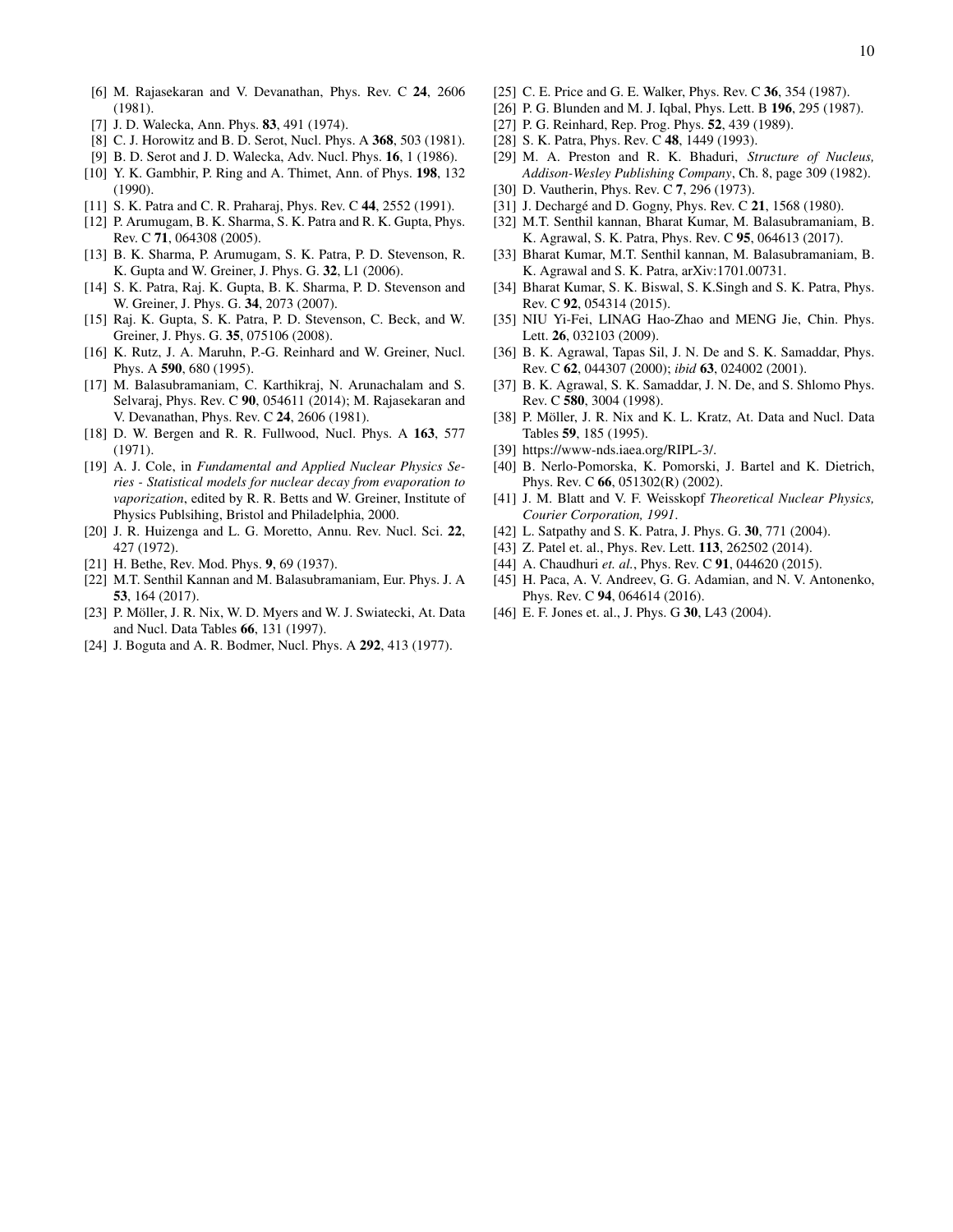[6] M. Rajasekaran and V. Devanathan, Phys. Rev. C **24**, 2606 (1981).

[7] J. D. Walecka, Ann. Phys. **83**, 491 (1974).

[8] C. J. Horowitz and B. D. Serot, Nucl. Phys. A **368**, 503 (1981).

[9] B. D. Serot and J. D. Walecka, Adv. Nucl. Phys. **16**, 1 (1986).

[10] Y. K. Gambhir, P. Ring and A. Thimet, Ann. of Phys. **198**, 132 (1990).

[11] S. K. Patra and C. R. Praharaj, Phys. Rev. C **44**, 2552 (1991).

[12] P. Arumugam, B. K. Sharma, S. K. Patra and R. K. Gupta, Phys. Rev. C **71**, 064308 (2005).

[13] B. K. Sharma, P. Arumugam, S. K. Patra, P. D. Stevenson, R. K. Gupta and W. Greiner, J. Phys. G. **32**, L1 (2006).

[14] S. K. Patra, Raj. K. Gupta, B. K. Sharma, P. D. Stevenson and W. Greiner, J. Phys. G. **34**, 2073 (2007).

[15] Raj. K. Gupta, S. K. Patra, P. D. Stevenson, C. Beck, and W. Greiner, J. Phys. G. **35**, 075106 (2008).

[16] K. Rutz, J. A. Maruhn, P.-G. Reinhard and W. Greiner, Nucl. Phys. A **590**, 680 (1995).

[17] M. Balasubramaniam, C. Karthikraj, N. Arunachalam and S. Selvaraj, Phys. Rev. C **90**, 054611 (2014); M. Rajasekaran and V. Devanathan, Phys. Rev. C **24**, 2606 (1981).

[18] D. W. Bergen and R. R. Fullwood, Nucl. Phys. A **163**, 577 (1971).

[19] A. J. Cole, in *Fundamental and Applied Nuclear Physics Series - Statistical models for nuclear decay from evaporation to vaporization*, edited by R. R. Betts and W. Greiner, Institute of Physics Publsihing, Bristol and Philadelphia, 2000.

[20] J. R. Huizenga and L. G. Moretto, Annu. Rev. Nucl. Sci. **22**, 427 (1972).

[21] H. Bethe, Rev. Mod. Phys. **9**, 69 (1937).

[22] M.T. Senthil Kannan and M. Balasubramaniam, Eur. Phys. J. A **53**, 164 (2017).

[23] P. Möller, J. R. Nix, W. D. Myers and W. J. Swiatecki, At. Data and Nucl. Data Tables **66**, 131 (1997).

[24] J. Boguta and A. R. Bodmer, Nucl. Phys. A **292**, 413 (1977).

[25] C. E. Price and G. E. Walker, Phys. Rev. C **36**, 354 (1987).

[26] P. G. Blunden and M. J. Iqbal, Phys. Lett. B **196**, 295 (1987).

[27] P. G. Reinhard, Rep. Prog. Phys. **52**, 439 (1989).

[28] S. K. Patra, Phys. Rev. C **48**, 1449 (1993).

[29] M. A. Preston and R. K. Bhaduri, *Structure of Nucleus, Addison-Wesley Publishing Company*, Ch. 8, page 309 (1982).

[30] D. Vautherin, Phys. Rev. C **7**, 296 (1973).

[31] J. Dechargé and D. Gogny, Phys. Rev. C **21**, 1568 (1980).

[32] M.T. Senthil kannan, Bharat Kumar, M. Balasubramaniam, B. K. Agrawal, S. K. Patra, Phys. Rev. C **95**, 064613 (2017).

[33] Bharat Kumar, M.T. Senthil kannan, M. Balasubramaniam, B. K. Agrawal and S. K. Patra, arXiv:1701.00731.

[34] Bharat Kumar, S. K. Biswal, S. K.Singh and S. K. Patra, Phys. Rev. C **92**, 054314 (2015).

[35] NIU Yi-Fei, LINAG Hao-Zhao and MENG Jie, Chin. Phys. Lett. **26**, 032103 (2009).

[36] B. K. Agrawal, Tapas Sil, J. N. De and S. K. Samaddar, Phys. Rev. C **62**, 044307 (2000); *ibid* **63**, 024002 (2001).

[37] B. K. Agrawal, S. K. Samaddar, J. N. De, and S. Shlomo Phys. Rev. C **580**, 3004 (1998).

[38] P. Möller, J. R. Nix and K. L. Kratz, At. Data and Nucl. Data Tables **59**, 185 (1995).

[39] https://www-nds.iaea.org/RIPL-3/.

[40] B. Nerlo-Pomorska, K. Pomorski, J. Bartel and K. Dietrich, Phys. Rev. C **66**, 051302(R) (2002).

[41] J. M. Blatt and V. F. Weisskopf *Theoretical Nuclear Physics, Courier Corporation, 1991*.

[42] L. Satpathy and S. K. Patra, J. Phys. G. **30**, 771 (2004).

[43] Z. Patel et. al., Phys. Rev. Lett. **113**, 262502 (2014).

[44] A. Chaudhuri *et. al.*, Phys. Rev. C **91**, 044620 (2015).

[45] H. Paca, A. V. Andreev, G. G. Adamian, and N. V. Antonenko, Phys. Rev. C **94**, 064614 (2016).

[46] E. F. Jones et. al., J. Phys. G **30**, L43 (2004).